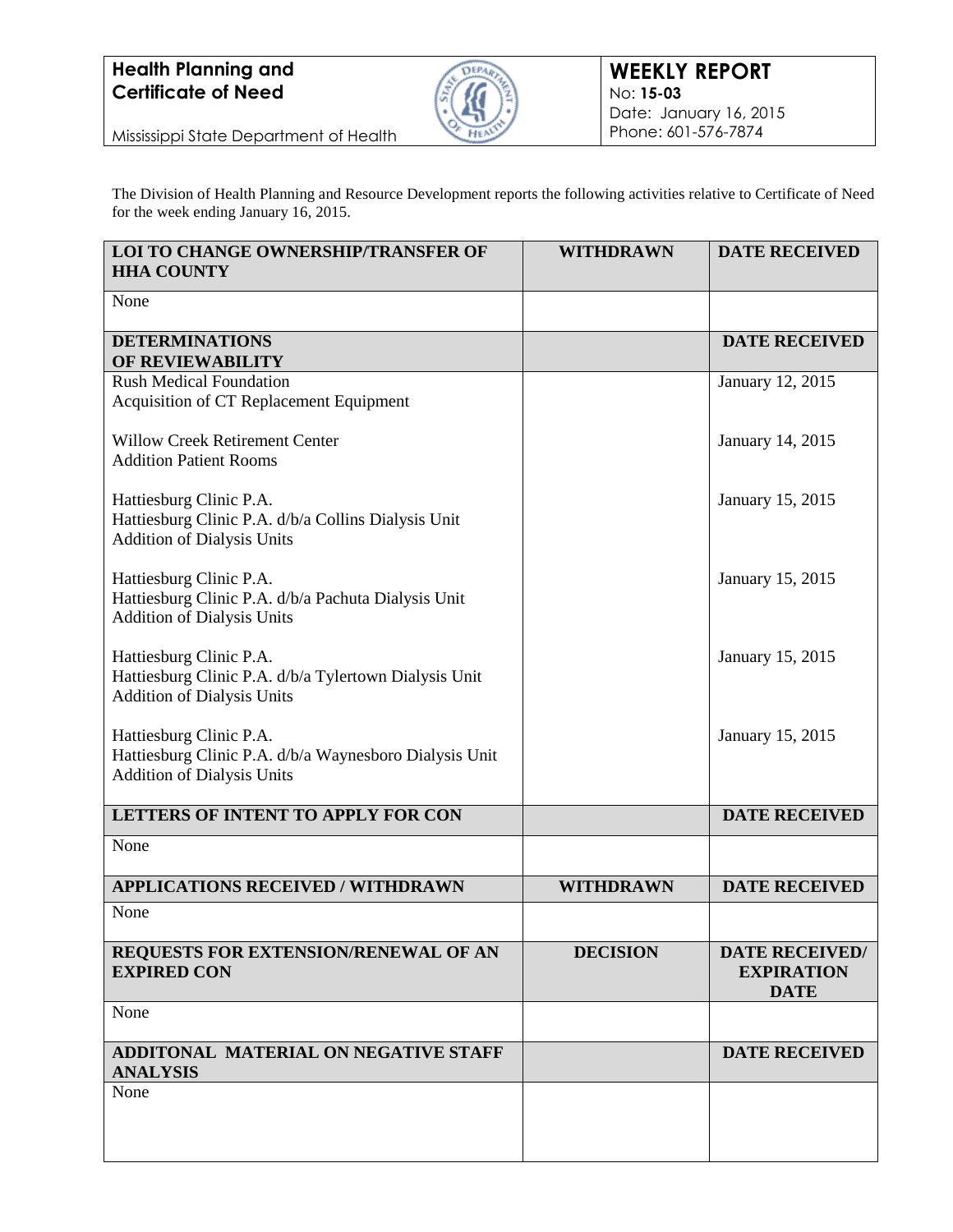**Health Planning and Certificate of Need**

Mississippi State Department of Health

**WEEKLY REPORT**
No: **15-03**
Date: January 16, 2015
Phone: 601-576-7874

The Division of Health Planning and Resource Development reports the following activities relative to Certificate of Need for the week ending January 16, 2015.

| **LOI TO CHANGE OWNERSHIP/TRANSFER OF HHA COUNTY** | **WITHDRAWN** | **DATE RECEIVED** |
|---|---|---|
| None | | |
| **DETERMINATIONS OF REVIEWABILITY** | | **DATE RECEIVED** |
| Rush Medical Foundation<br>Acquisition of CT Replacement Equipment | | January 12, 2015 |
| Willow Creek Retirement Center<br>Addition Patient Rooms | | January 14, 2015 |
| Hattiesburg Clinic P.A.<br>Hattiesburg Clinic P.A. d/b/a Collins Dialysis Unit<br>Addition of Dialysis Units | | January 15, 2015 |
| Hattiesburg Clinic P.A.<br>Hattiesburg Clinic P.A. d/b/a Pachuta Dialysis Unit<br>Addition of Dialysis Units | | January 15, 2015 |
| Hattiesburg Clinic P.A.<br>Hattiesburg Clinic P.A. d/b/a Tylertown Dialysis Unit<br>Addition of Dialysis Units | | January 15, 2015 |
| Hattiesburg Clinic P.A.<br>Hattiesburg Clinic P.A. d/b/a Waynesboro Dialysis Unit<br>Addition of Dialysis Units | | January 15, 2015 |
| **LETTERS OF INTENT TO APPLY FOR CON** | | **DATE RECEIVED** |
| None | | |
| **APPLICATIONS RECEIVED / WITHDRAWN** | **WITHDRAWN** | **DATE RECEIVED** |
| None | | |
| **REQUESTS FOR EXTENSION/RENEWAL OF AN EXPIRED CON** | **DECISION** | **DATE RECEIVED/ EXPIRATION DATE** |
| None | | |
| **ADDITONAL MATERIAL ON NEGATIVE STAFF ANALYSIS** | | **DATE RECEIVED** |
| None | | |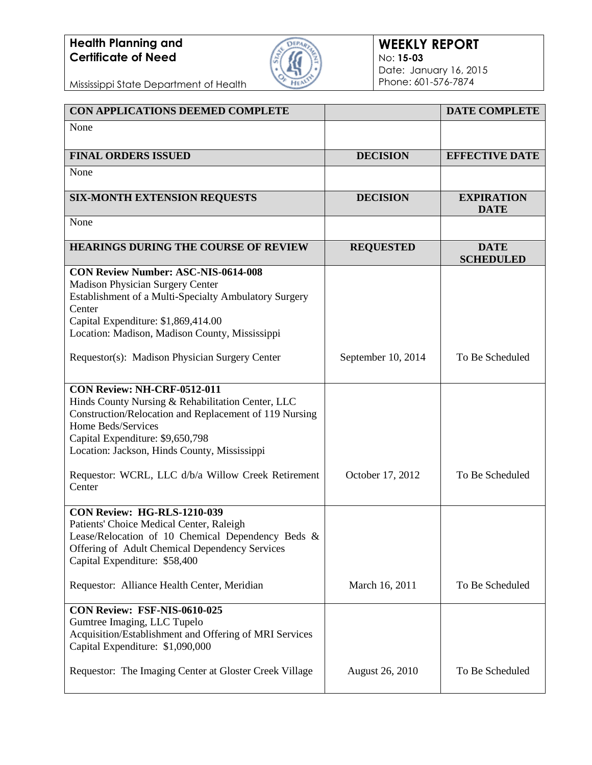**Health Planning and Certificate of Need**

Mississippi State Department of Health

**WEEKLY REPORT**
No: **15-03**
Date: January 16, 2015
Phone: 601-576-7874

| CON APPLICATIONS DEEMED COMPLETE | | DATE COMPLETE |
|---|---|---|
| None | | |
| **FINAL ORDERS ISSUED** | **DECISION** | **EFFECTIVE DATE** |
| None | | |
| **SIX-MONTH EXTENSION REQUESTS** | **DECISION** | **EXPIRATION DATE** |
| None | | |
| **HEARINGS DURING THE COURSE OF REVIEW** | **REQUESTED** | **DATE SCHEDULED** |
| **CON Review Number: ASC-NIS-0614-008**<br>Madison Physician Surgery Center<br>Establishment of a Multi-Specialty Ambulatory Surgery Center<br>Capital Expenditure: $1,869,414.00<br>Location: Madison, Madison County, Mississippi<br><br>Requestor(s): Madison Physician Surgery Center | September 10, 2014 | To Be Scheduled |
| **CON Review: NH-CRF-0512-011**<br>Hinds County Nursing & Rehabilitation Center, LLC<br>Construction/Relocation and Replacement of 119 Nursing Home Beds/Services<br>Capital Expenditure: $9,650,798<br>Location: Jackson, Hinds County, Mississippi<br><br>Requestor: WCRL, LLC d/b/a Willow Creek Retirement Center | October 17, 2012 | To Be Scheduled |
| **CON Review: HG-RLS-1210-039**<br>Patients' Choice Medical Center, Raleigh<br>Lease/Relocation of 10 Chemical Dependency Beds & Offering of Adult Chemical Dependency Services<br>Capital Expenditure: $58,400<br><br>Requestor: Alliance Health Center, Meridian | March 16, 2011 | To Be Scheduled |
| **CON Review: FSF-NIS-0610-025**<br>Gumtree Imaging, LLC Tupelo<br>Acquisition/Establishment and Offering of MRI Services<br>Capital Expenditure: $1,090,000<br><br>Requestor: The Imaging Center at Gloster Creek Village | August 26, 2010 | To Be Scheduled |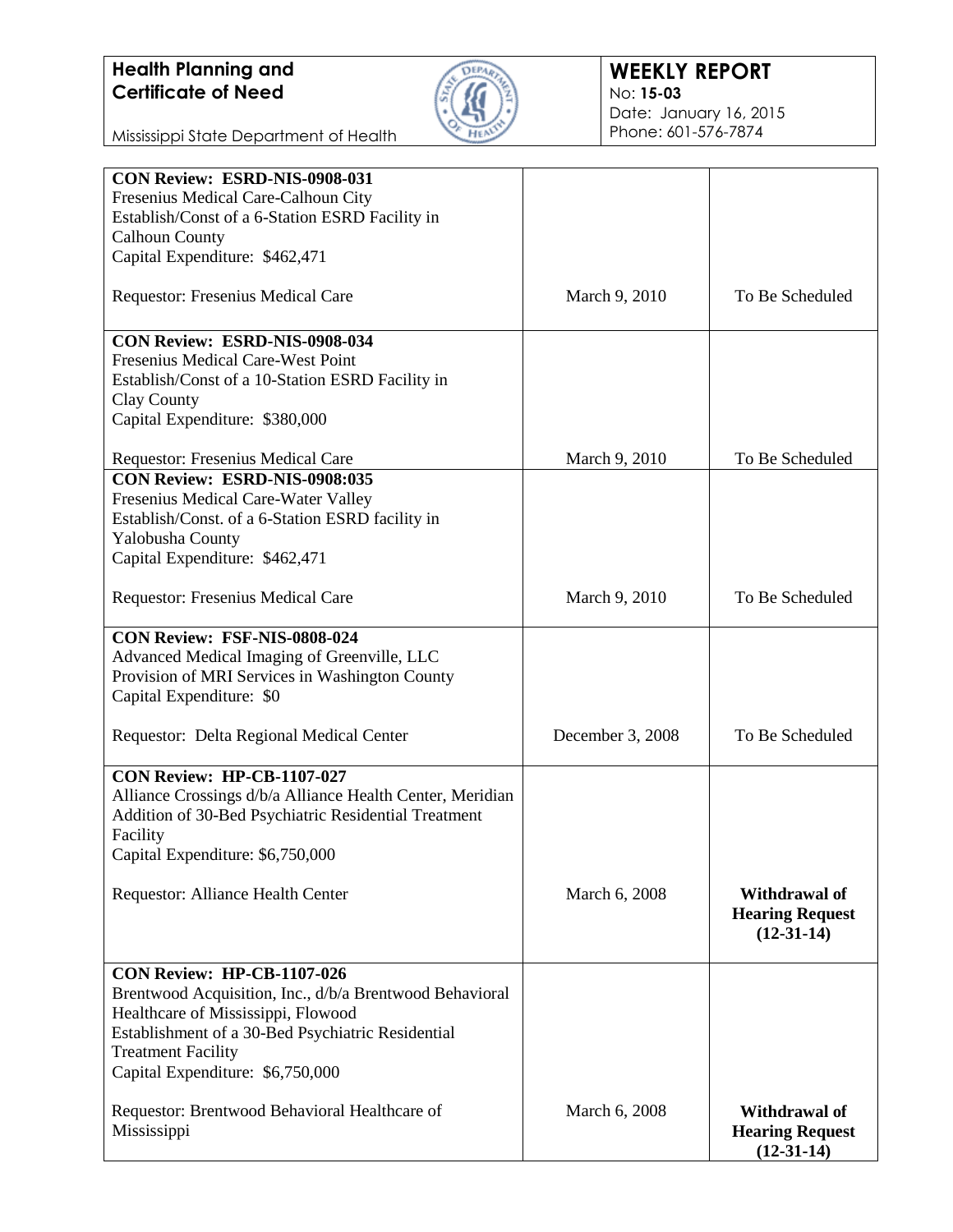**Health Planning and Certificate of Need**

Mississippi State Department of Health

**WEEKLY REPORT**
No: **15-03**
Date: January 16, 2015
Phone: 601-576-7874

| | | |
|---|---|---|
| **CON Review: ESRD-NIS-0908-031**<br>Fresenius Medical Care-Calhoun City<br>Establish/Const of a 6-Station ESRD Facility in Calhoun County<br>Capital Expenditure: $462,471<br><br>Requestor: Fresenius Medical Care | March 9, 2010 | To Be Scheduled |
| **CON Review: ESRD-NIS-0908-034**<br>Fresenius Medical Care-West Point<br>Establish/Const of a 10-Station ESRD Facility in Clay County<br>Capital Expenditure: $380,000<br><br>Requestor: Fresenius Medical Care | March 9, 2010 | To Be Scheduled |
| **CON Review: ESRD-NIS-0908:035**<br>Fresenius Medical Care-Water Valley<br>Establish/Const. of a 6-Station ESRD facility in Yalobusha County<br>Capital Expenditure: $462,471<br><br>Requestor: Fresenius Medical Care | March 9, 2010 | To Be Scheduled |
| **CON Review: FSF-NIS-0808-024**<br>Advanced Medical Imaging of Greenville, LLC<br>Provision of MRI Services in Washington County<br>Capital Expenditure: $0<br><br>Requestor: Delta Regional Medical Center | December 3, 2008 | To Be Scheduled |
| **CON Review: HP-CB-1107-027**<br>Alliance Crossings d/b/a Alliance Health Center, Meridian<br>Addition of 30-Bed Psychiatric Residential Treatment Facility<br>Capital Expenditure: $6,750,000<br><br>Requestor: Alliance Health Center | March 6, 2008 | **Withdrawal of Hearing Request (12-31-14)** |
| **CON Review: HP-CB-1107-026**<br>Brentwood Acquisition, Inc., d/b/a Brentwood Behavioral Healthcare of Mississippi, Flowood<br>Establishment of a 30-Bed Psychiatric Residential Treatment Facility<br>Capital Expenditure: $6,750,000<br><br>Requestor: Brentwood Behavioral Healthcare of Mississippi | March 6, 2008 | **Withdrawal of Hearing Request (12-31-14)** |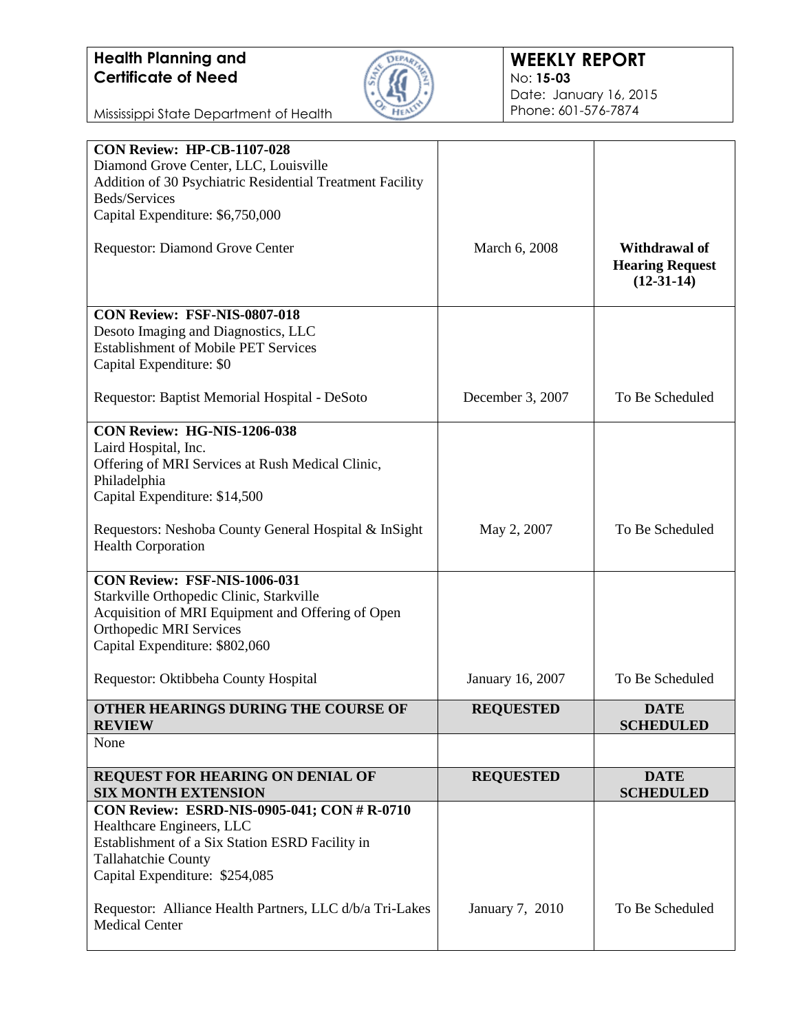**Health Planning and Certificate of Need**

Mississippi State Department of Health

**WEEKLY REPORT**
No: **15-03**
Date: January 16, 2015
Phone: 601-576-7874

| | | |
|---|---|---|
| **CON Review: HP-CB-1107-028**<br>Diamond Grove Center, LLC, Louisville<br>Addition of 30 Psychiatric Residential Treatment Facility Beds/Services<br>Capital Expenditure: $6,750,000<br><br>Requestor: Diamond Grove Center | March 6, 2008 | **Withdrawal of Hearing Request (12-31-14)** |
| **CON Review: FSF-NIS-0807-018**<br>Desoto Imaging and Diagnostics, LLC<br>Establishment of Mobile PET Services<br>Capital Expenditure: $0<br><br>Requestor: Baptist Memorial Hospital - DeSoto | December 3, 2007 | To Be Scheduled |
| **CON Review: HG-NIS-1206-038**<br>Laird Hospital, Inc.<br>Offering of MRI Services at Rush Medical Clinic, Philadelphia<br>Capital Expenditure: $14,500<br><br>Requestors: Neshoba County General Hospital & InSight Health Corporation | May 2, 2007 | To Be Scheduled |
| **CON Review: FSF-NIS-1006-031**<br>Starkville Orthopedic Clinic, Starkville<br>Acquisition of MRI Equipment and Offering of Open Orthopedic MRI Services<br>Capital Expenditure: $802,060<br><br>Requestor: Oktibbeha County Hospital | January 16, 2007 | To Be Scheduled |

| **OTHER HEARINGS DURING THE COURSE OF REVIEW** | **REQUESTED** | **DATE SCHEDULED** |
|---|---|---|
| None | | |

| **REQUEST FOR HEARING ON DENIAL OF SIX MONTH EXTENSION** | **REQUESTED** | **DATE SCHEDULED** |
|---|---|---|
| **CON Review: ESRD-NIS-0905-041; CON # R-0710**<br>Healthcare Engineers, LLC<br>Establishment of a Six Station ESRD Facility in Tallahatchie County<br>Capital Expenditure: $254,085<br><br>Requestor: Alliance Health Partners, LLC d/b/a Tri-Lakes Medical Center | January 7, 2010 | To Be Scheduled |